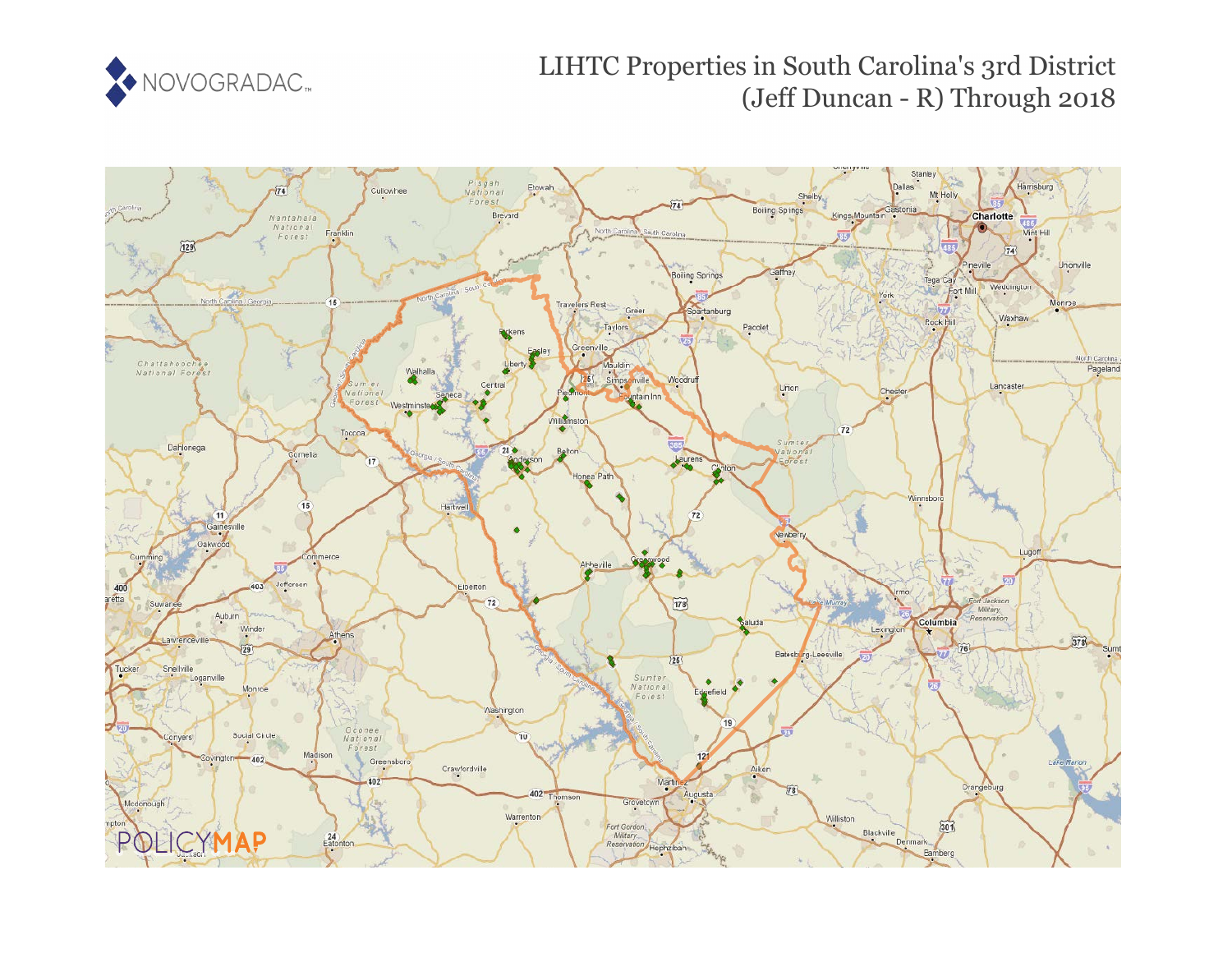# LIHTC Properties in South Carolina's 3rd District (Jeff Duncan - R) Through 2018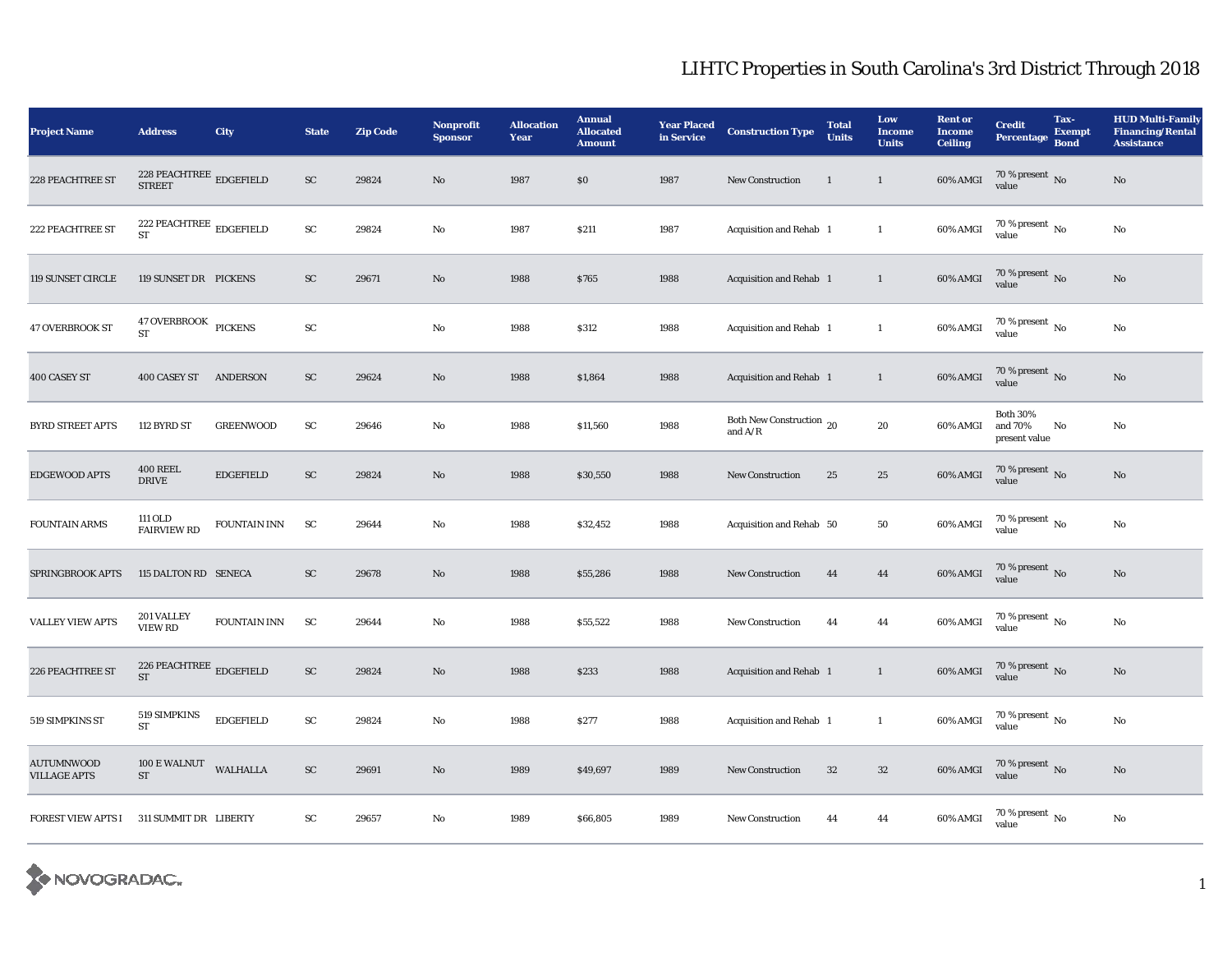# LIHTC Properties in South Carolina's 3rd District Through 2018

| Project Name | Address | City | State | Zip Code | Nonprofit Sponsor | Allocation Year | Annual Allocated Amount | Year Placed in Service | Construction Type | Total Units | Low Income Units | Rent or Income Ceiling | Credit Percentage | Tax-Exempt Bond | HUD Multi-Family Financing/Rental Assistance |
|---|---|---|---|---|---|---|---|---|---|---|---|---|---|---|---|
| 228 PEACHTREE ST | 228 PEACHTREE STREET | EDGEFIELD | SC | 29824 | No | 1987 | $0 | 1987 | New Construction | 1 | 1 | 60% AMGI | 70 % present value | No | No |
| 222 PEACHTREE ST | 222 PEACHTREE ST | EDGEFIELD | SC | 29824 | No | 1987 | $211 | 1987 | Acquisition and Rehab | 1 | 1 | 60% AMGI | 70 % present value | No | No |
| 119 SUNSET CIRCLE | 119 SUNSET DR | PICKENS | SC | 29671 | No | 1988 | $765 | 1988 | Acquisition and Rehab | 1 | 1 | 60% AMGI | 70 % present value | No | No |
| 47 OVERBROOK ST | 47 OVERBROOK ST | PICKENS | SC | | No | 1988 | $312 | 1988 | Acquisition and Rehab | 1 | 1 | 60% AMGI | 70 % present value | No | No |
| 400 CASEY ST | 400 CASEY ST | ANDERSON | SC | 29624 | No | 1988 | $1,864 | 1988 | Acquisition and Rehab | 1 | 1 | 60% AMGI | 70 % present value | No | No |
| BYRD STREET APTS | 112 BYRD ST | GREENWOOD | SC | 29646 | No | 1988 | $11,560 | 1988 | Both New Construction and A/R | 20 | 20 | 60% AMGI | Both 30% and 70% present value | No | No |
| EDGEWOOD APTS | 400 REEL DRIVE | EDGEFIELD | SC | 29824 | No | 1988 | $30,550 | 1988 | New Construction | 25 | 25 | 60% AMGI | 70 % present value | No | No |
| FOUNTAIN ARMS | 111 OLD FAIRVIEW RD | FOUNTAIN INN | SC | 29644 | No | 1988 | $32,452 | 1988 | Acquisition and Rehab | 50 | 50 | 60% AMGI | 70 % present value | No | No |
| SPRINGBROOK APTS | 115 DALTON RD | SENECA | SC | 29678 | No | 1988 | $55,286 | 1988 | New Construction | 44 | 44 | 60% AMGI | 70 % present value | No | No |
| VALLEY VIEW APTS | 201 VALLEY VIEW RD | FOUNTAIN INN | SC | 29644 | No | 1988 | $55,522 | 1988 | New Construction | 44 | 44 | 60% AMGI | 70 % present value | No | No |
| 226 PEACHTREE ST | 226 PEACHTREE ST | EDGEFIELD | SC | 29824 | No | 1988 | $233 | 1988 | Acquisition and Rehab | 1 | 1 | 60% AMGI | 70 % present value | No | No |
| 519 SIMPKINS ST | 519 SIMPKINS ST | EDGEFIELD | SC | 29824 | No | 1988 | $277 | 1988 | Acquisition and Rehab | 1 | 1 | 60% AMGI | 70 % present value | No | No |
| AUTUMNWOOD VILLAGE APTS | 100 E WALNUT ST | WALHALLA | SC | 29691 | No | 1989 | $49,697 | 1989 | New Construction | 32 | 32 | 60% AMGI | 70 % present value | No | No |
| FOREST VIEW APTS I | 311 SUMMIT DR | LIBERTY | SC | 29657 | No | 1989 | $66,805 | 1989 | New Construction | 44 | 44 | 60% AMGI | 70 % present value | No | No |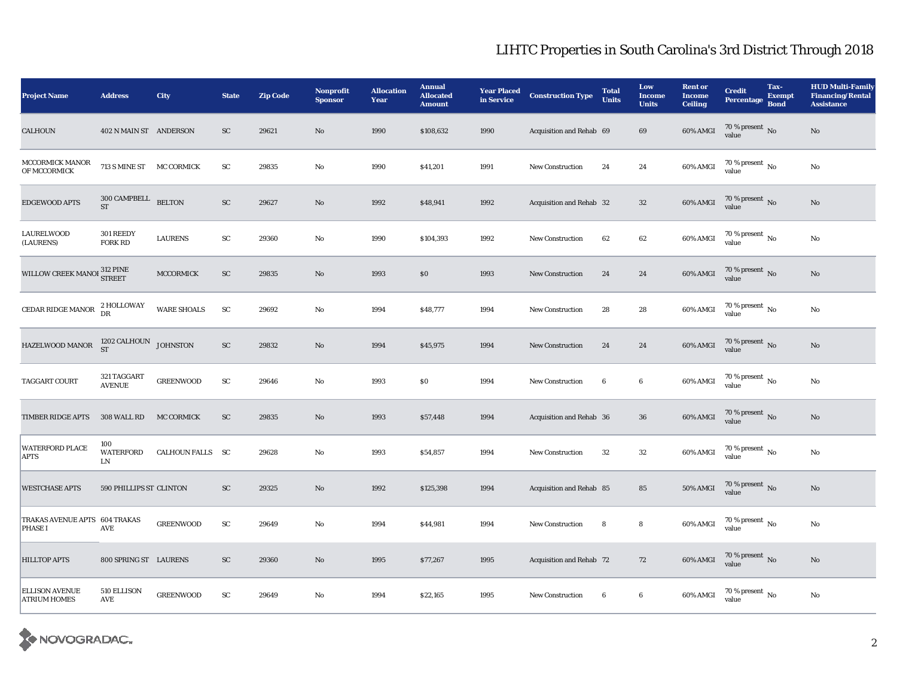# LIHTC Properties in South Carolina's 3rd District Through 2018

| Project Name | Address | City | State | Zip Code | Nonprofit Sponsor | Allocation Year | Annual Allocated Amount | Year Placed in Service | Construction Type | Total Units | Low Income Units | Rent or Income Ceiling | Credit Percentage | Tax-Exempt Bond | HUD Multi-Family Financing/Rental Assistance |
|---|---|---|---|---|---|---|---|---|---|---|---|---|---|---|---|
| CALHOUN | 402 N MAIN ST | ANDERSON | SC | 29621 | No | 1990 | $108,632 | 1990 | Acquisition and Rehab | 69 | 69 | 60% AMGI | 70 % present value | No | No |
| MCCORMICK MANOR OF MCCORMICK | 713 S MINE ST | MC CORMICK | SC | 29835 | No | 1990 | $41,201 | 1991 | New Construction | 24 | 24 | 60% AMGI | 70 % present value | No | No |
| EDGEWOOD APTS | 300 CAMPBELL ST | BELTON | SC | 29627 | No | 1992 | $48,941 | 1992 | Acquisition and Rehab | 32 | 32 | 60% AMGI | 70 % present value | No | No |
| LAURELWOOD (LAURENS) | 301 REEDY FORK RD | LAURENS | SC | 29360 | No | 1990 | $104,393 | 1992 | New Construction | 62 | 62 | 60% AMGI | 70 % present value | No | No |
| WILLOW CREEK MANOR | 312 PINE STREET | MCCORMICK | SC | 29835 | No | 1993 | $0 | 1993 | New Construction | 24 | 24 | 60% AMGI | 70 % present value | No | No |
| CEDAR RIDGE MANOR | 2 HOLLOWAY DR | WARE SHOALS | SC | 29692 | No | 1994 | $48,777 | 1994 | New Construction | 28 | 28 | 60% AMGI | 70 % present value | No | No |
| HAZELWOOD MANOR | 1202 CALHOUN ST | JOHNSTON | SC | 29832 | No | 1994 | $45,975 | 1994 | New Construction | 24 | 24 | 60% AMGI | 70 % present value | No | No |
| TAGGART COURT | 321 TAGGART AVENUE | GREENWOOD | SC | 29646 | No | 1993 | $0 | 1994 | New Construction | 6 | 6 | 60% AMGI | 70 % present value | No | No |
| TIMBER RIDGE APTS | 308 WALL RD | MC CORMICK | SC | 29835 | No | 1993 | $57,448 | 1994 | Acquisition and Rehab | 36 | 36 | 60% AMGI | 70 % present value | No | No |
| WATERFORD PLACE APTS | 100 WATERFORD LN | CALHOUN FALLS | SC | 29628 | No | 1993 | $54,857 | 1994 | New Construction | 32 | 32 | 60% AMGI | 70 % present value | No | No |
| WESTCHASE APTS | 590 PHILLIPS ST | CLINTON | SC | 29325 | No | 1992 | $125,398 | 1994 | Acquisition and Rehab | 85 | 85 | 50% AMGI | 70 % present value | No | No |
| TRAKAS AVENUE APTS PHASE I | 604 TRAKAS AVE | GREENWOOD | SC | 29649 | No | 1994 | $44,981 | 1994 | New Construction | 8 | 8 | 60% AMGI | 70 % present value | No | No |
| HILLTOP APTS | 800 SPRING ST | LAURENS | SC | 29360 | No | 1995 | $77,267 | 1995 | Acquisition and Rehab | 72 | 72 | 60% AMGI | 70 % present value | No | No |
| ELLISON AVENUE ATRIUM HOMES | 510 ELLISON AVE | GREENWOOD | SC | 29649 | No | 1994 | $22,165 | 1995 | New Construction | 6 | 6 | 60% AMGI | 70 % present value | No | No |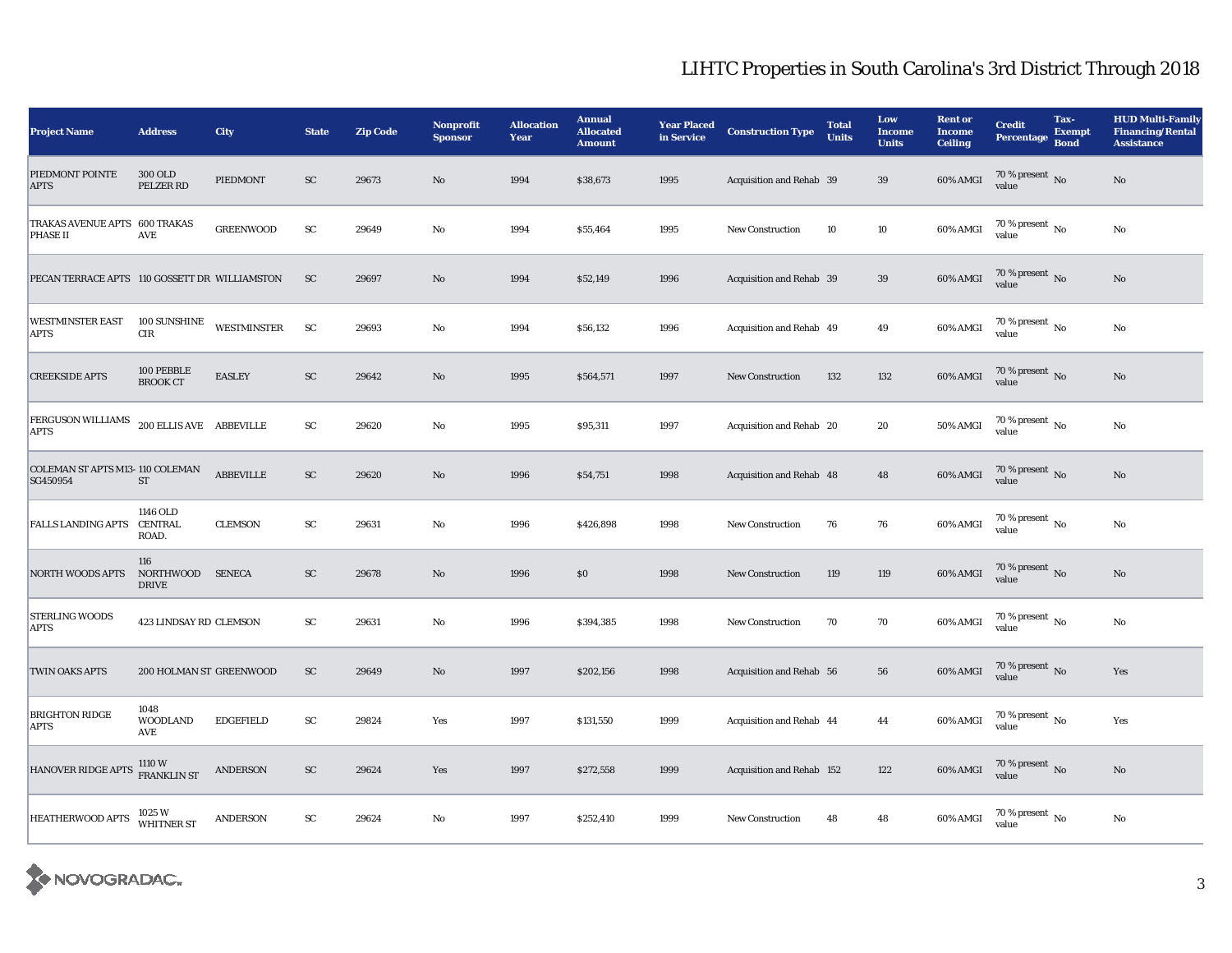# LIHTC Properties in South Carolina's 3rd District Through 2018

| Project Name | Address | City | State | Zip Code | Nonprofit Sponsor | Allocation Year | Annual Allocated Amount | Year Placed in Service | Construction Type | Total Units | Low Income Units | Rent or Income Ceiling | Credit Percentage | Tax-Exempt Bond | HUD Multi-Family Financing/Rental Assistance |
|---|---|---|---|---|---|---|---|---|---|---|---|---|---|---|---|
| PIEDMONT POINTE APTS | 300 OLD PELZER RD | PIEDMONT | SC | 29673 | No | 1994 | $38,673 | 1995 | Acquisition and Rehab | 39 | 39 | 60% AMGI | 70 % present value | No | No |
| TRAKAS AVENUE APTS PHASE II | 600 TRAKAS AVE | GREENWOOD | SC | 29649 | No | 1994 | $55,464 | 1995 | New Construction | 10 | 10 | 60% AMGI | 70 % present value | No | No |
| PECAN TERRACE APTS | 110 GOSSETT DR | WILLIAMSTON | SC | 29697 | No | 1994 | $52,149 | 1996 | Acquisition and Rehab | 39 | 39 | 60% AMGI | 70 % present value | No | No |
| WESTMINSTER EAST APTS | 100 SUNSHINE CIR | WESTMINSTER | SC | 29693 | No | 1994 | $56,132 | 1996 | Acquisition and Rehab | 49 | 49 | 60% AMGI | 70 % present value | No | No |
| CREEKSIDE APTS | 100 PEBBLE BROOK CT | EASLEY | SC | 29642 | No | 1995 | $564,571 | 1997 | New Construction | 132 | 132 | 60% AMGI | 70 % present value | No | No |
| FERGUSON WILLIAMS APTS | 200 ELLIS AVE | ABBEVILLE | SC | 29620 | No | 1995 | $95,311 | 1997 | Acquisition and Rehab | 20 | 20 | 50% AMGI | 70 % present value | No | No |
| COLEMAN ST APTS M13-SG450954 | 110 COLEMAN ST | ABBEVILLE | SC | 29620 | No | 1996 | $54,751 | 1998 | Acquisition and Rehab | 48 | 48 | 60% AMGI | 70 % present value | No | No |
| FALLS LANDING APTS | 1146 OLD CENTRAL ROAD. | CLEMSON | SC | 29631 | No | 1996 | $426,898 | 1998 | New Construction | 76 | 76 | 60% AMGI | 70 % present value | No | No |
| NORTH WOODS APTS | 116 NORTHWOOD DRIVE | SENECA | SC | 29678 | No | 1996 | $0 | 1998 | New Construction | 119 | 119 | 60% AMGI | 70 % present value | No | No |
| STERLING WOODS APTS | 423 LINDSAY RD | CLEMSON | SC | 29631 | No | 1996 | $394,385 | 1998 | New Construction | 70 | 70 | 60% AMGI | 70 % present value | No | No |
| TWIN OAKS APTS | 200 HOLMAN ST | GREENWOOD | SC | 29649 | No | 1997 | $202,156 | 1998 | Acquisition and Rehab | 56 | 56 | 60% AMGI | 70 % present value | No | Yes |
| BRIGHTON RIDGE APTS | 1048 WOODLAND AVE | EDGEFIELD | SC | 29824 | Yes | 1997 | $131,550 | 1999 | Acquisition and Rehab | 44 | 44 | 60% AMGI | 70 % present value | No | Yes |
| HANOVER RIDGE APTS | 1110 W FRANKLIN ST | ANDERSON | SC | 29624 | Yes | 1997 | $272,558 | 1999 | Acquisition and Rehab | 152 | 122 | 60% AMGI | 70 % present value | No | No |
| HEATHERWOOD APTS | 1025 W WHITNER ST | ANDERSON | SC | 29624 | No | 1997 | $252,410 | 1999 | New Construction | 48 | 48 | 60% AMGI | 70 % present value | No | No |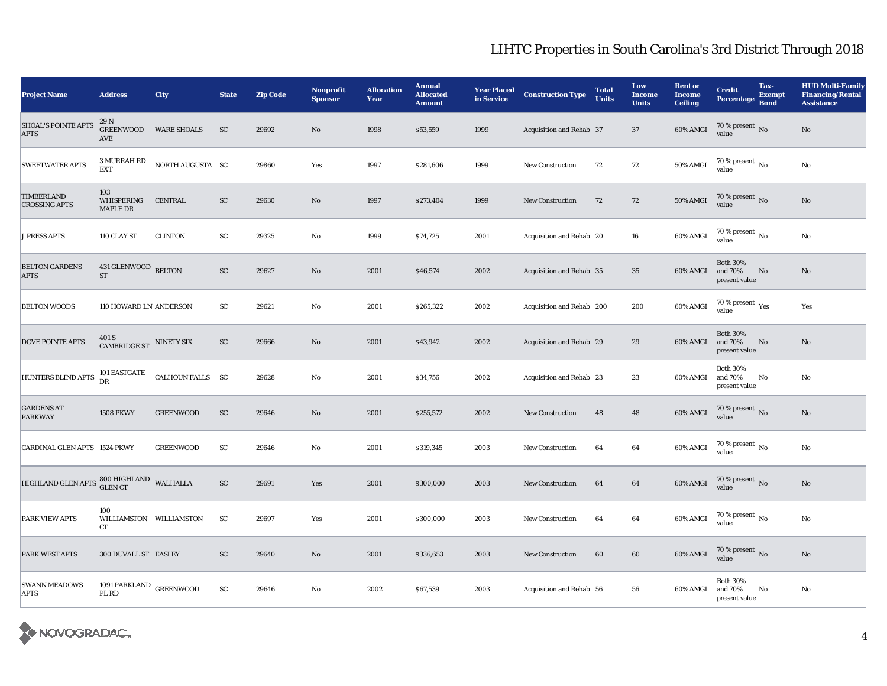# LIHTC Properties in South Carolina's 3rd District Through 2018

| Project Name | Address | City | State | Zip Code | Nonprofit Sponsor | Allocation Year | Annual Allocated Amount | Year Placed in Service | Construction Type | Total Units | Low Income Units | Rent or Income Ceiling | Credit Percentage | Tax-Exempt Bond | HUD Multi-Family Financing/Rental Assistance |
|---|---|---|---|---|---|---|---|---|---|---|---|---|---|---|---|
| SHOAL'S POINTE APTS APTS | 29 N GREENWOOD AVE | WARE SHOALS | SC | 29692 | No | 1998 | $53,559 | 1999 | Acquisition and Rehab | 37 | 37 | 60% AMGI | 70 % present value | No | No |
| SWEETWATER APTS | 3 MURRAH RD EXT | NORTH AUGUSTA | SC | 29860 | Yes | 1997 | $281,606 | 1999 | New Construction | 72 | 72 | 50% AMGI | 70 % present value | No | No |
| TIMBERLAND CROSSING APTS | 103 WHISPERING MAPLE DR | CENTRAL | SC | 29630 | No | 1997 | $273,404 | 1999 | New Construction | 72 | 72 | 50% AMGI | 70 % present value | No | No |
| J PRESS APTS | 110 CLAY ST | CLINTON | SC | 29325 | No | 1999 | $74,725 | 2001 | Acquisition and Rehab | 20 | 16 | 60% AMGI | 70 % present value | No | No |
| BELTON GARDENS APTS | 431 GLENWOOD ST | BELTON | SC | 29627 | No | 2001 | $46,574 | 2002 | Acquisition and Rehab | 35 | 35 | 60% AMGI | Both 30% and 70% present value | No | No |
| BELTON WOODS | 110 HOWARD LN | ANDERSON | SC | 29621 | No | 2001 | $265,322 | 2002 | Acquisition and Rehab | 200 | 200 | 60% AMGI | 70 % present value | Yes | Yes |
| DOVE POINTE APTS | 401 S CAMBRIDGE ST | NINETY SIX | SC | 29666 | No | 2001 | $43,942 | 2002 | Acquisition and Rehab | 29 | 29 | 60% AMGI | Both 30% and 70% present value | No | No |
| HUNTERS BLIND APTS | 101 EASTGATE DR | CALHOUN FALLS | SC | 29628 | No | 2001 | $34,756 | 2002 | Acquisition and Rehab | 23 | 23 | 60% AMGI | Both 30% and 70% present value | No | No |
| GARDENS AT PARKWAY | 1508 PKWY | GREENWOOD | SC | 29646 | No | 2001 | $255,572 | 2002 | New Construction | 48 | 48 | 60% AMGI | 70 % present value | No | No |
| CARDINAL GLEN APTS | 1524 PKWY | GREENWOOD | SC | 29646 | No | 2001 | $319,345 | 2003 | New Construction | 64 | 64 | 60% AMGI | 70 % present value | No | No |
| HIGHLAND GLEN APTS | 800 HIGHLAND GLEN CT | WALHALLA | SC | 29691 | Yes | 2001 | $300,000 | 2003 | New Construction | 64 | 64 | 60% AMGI | 70 % present value | No | No |
| PARK VIEW APTS | 100 WILLIAMSTON CT | WILLIAMSTON | SC | 29697 | Yes | 2001 | $300,000 | 2003 | New Construction | 64 | 64 | 60% AMGI | 70 % present value | No | No |
| PARK WEST APTS | 300 DUVALL ST | EASLEY | SC | 29640 | No | 2001 | $336,653 | 2003 | New Construction | 60 | 60 | 60% AMGI | 70 % present value | No | No |
| SWANN MEADOWS APTS | 1091 PARKLAND PL RD | GREENWOOD | SC | 29646 | No | 2002 | $67,539 | 2003 | Acquisition and Rehab | 56 | 56 | 60% AMGI | Both 30% and 70% present value | No | No |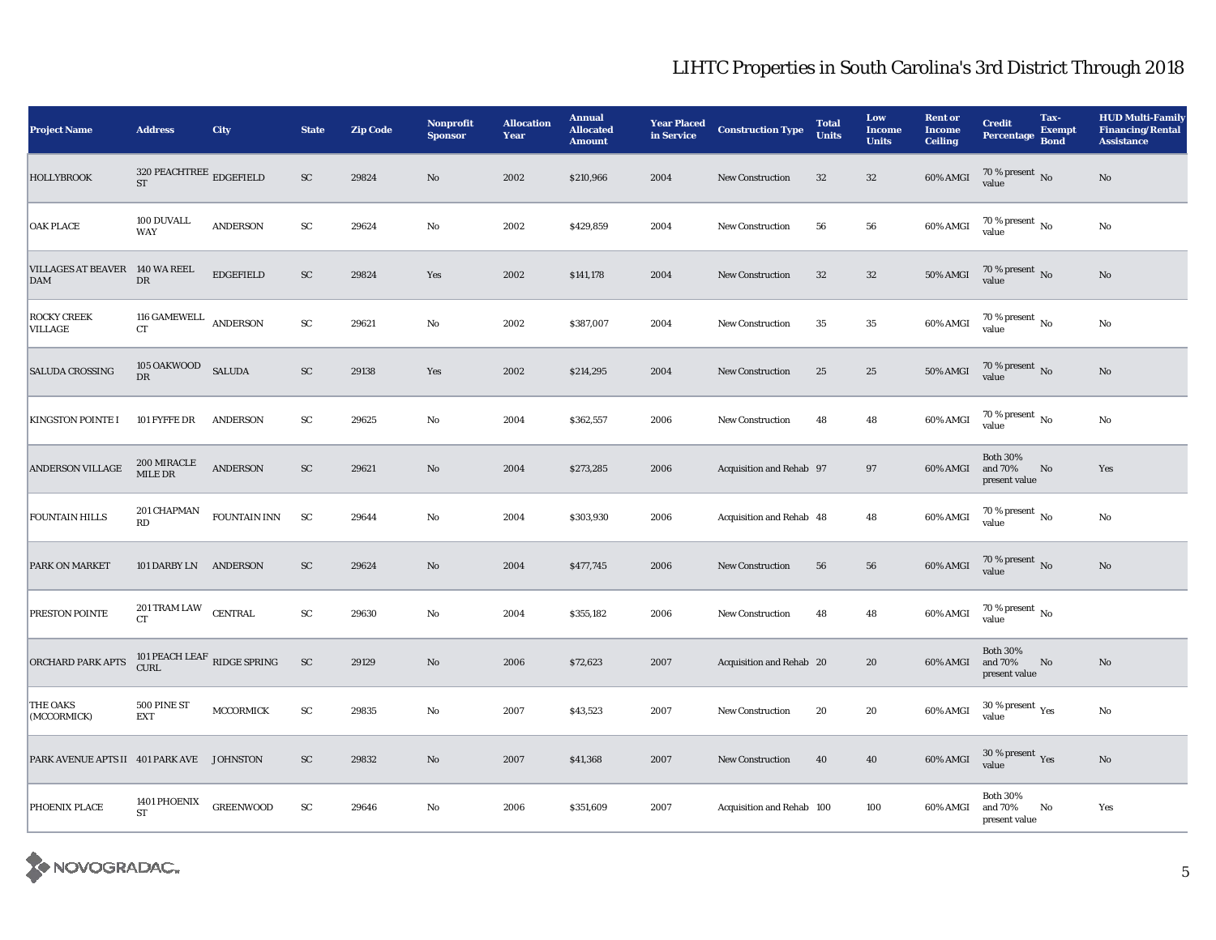## LIHTC Properties in South Carolina's 3rd District Through 2018

| Project Name | Address | City | State | Zip Code | Nonprofit Sponsor | Allocation Year | Annual Allocated Amount | Year Placed in Service | Construction Type | Total Units | Low Income Units | Rent or Income Ceiling | Credit Percentage | Tax-Exempt Bond | HUD Multi-Family Financing/Rental Assistance |
|---|---|---|---|---|---|---|---|---|---|---|---|---|---|---|---|
| HOLLYBROOK | 320 PEACHTREE ST | EDGEFIELD | SC | 29824 | No | 2002 | $210,966 | 2004 | New Construction | 32 | 32 | 60% AMGI | 70 % present value | No | No |
| OAK PLACE | 100 DUVALL WAY | ANDERSON | SC | 29624 | No | 2002 | $429,859 | 2004 | New Construction | 56 | 56 | 60% AMGI | 70 % present value | No | No |
| VILLAGES AT BEAVER DAM | 140 WA REEL DR | EDGEFIELD | SC | 29824 | Yes | 2002 | $141,178 | 2004 | New Construction | 32 | 32 | 50% AMGI | 70 % present value | No | No |
| ROCKY CREEK VILLAGE | 116 GAMEWELL CT | ANDERSON | SC | 29621 | No | 2002 | $387,007 | 2004 | New Construction | 35 | 35 | 60% AMGI | 70 % present value | No | No |
| SALUDA CROSSING | 105 OAKWOOD DR | SALUDA | SC | 29138 | Yes | 2002 | $214,295 | 2004 | New Construction | 25 | 25 | 50% AMGI | 70 % present value | No | No |
| KINGSTON POINTE I | 101 FYFFE DR | ANDERSON | SC | 29625 | No | 2004 | $362,557 | 2006 | New Construction | 48 | 48 | 60% AMGI | 70 % present value | No | No |
| ANDERSON VILLAGE | 200 MIRACLE MILE DR | ANDERSON | SC | 29621 | No | 2004 | $273,285 | 2006 | Acquisition and Rehab | 97 | 97 | 60% AMGI | Both 30% and 70% present value | No | Yes |
| FOUNTAIN HILLS | 201 CHAPMAN RD | FOUNTAIN INN | SC | 29644 | No | 2004 | $303,930 | 2006 | Acquisition and Rehab | 48 | 48 | 60% AMGI | 70 % present value | No | No |
| PARK ON MARKET | 101 DARBY LN | ANDERSON | SC | 29624 | No | 2004 | $477,745 | 2006 | New Construction | 56 | 56 | 60% AMGI | 70 % present value | No | No |
| PRESTON POINTE | 201 TRAM LAW CT | CENTRAL | SC | 29630 | No | 2004 | $355,182 | 2006 | New Construction | 48 | 48 | 60% AMGI | 70 % present value | No | |
| ORCHARD PARK APTS | 101 PEACH LEAF CURL | RIDGE SPRING | SC | 29129 | No | 2006 | $72,623 | 2007 | Acquisition and Rehab | 20 | 20 | 60% AMGI | Both 30% and 70% present value | No | No |
| THE OAKS (MCCORMICK) | 500 PINE ST EXT | MCCORMICK | SC | 29835 | No | 2007 | $43,523 | 2007 | New Construction | 20 | 20 | 60% AMGI | 30 % present value | Yes | No |
| PARK AVENUE APTS II | 401 PARK AVE | JOHNSTON | SC | 29832 | No | 2007 | $41,368 | 2007 | New Construction | 40 | 40 | 60% AMGI | 30 % present value | Yes | No |
| PHOENIX PLACE | 1401 PHOENIX ST | GREENWOOD | SC | 29646 | No | 2006 | $351,609 | 2007 | Acquisition and Rehab | 100 | 100 | 60% AMGI | Both 30% and 70% present value | No | Yes |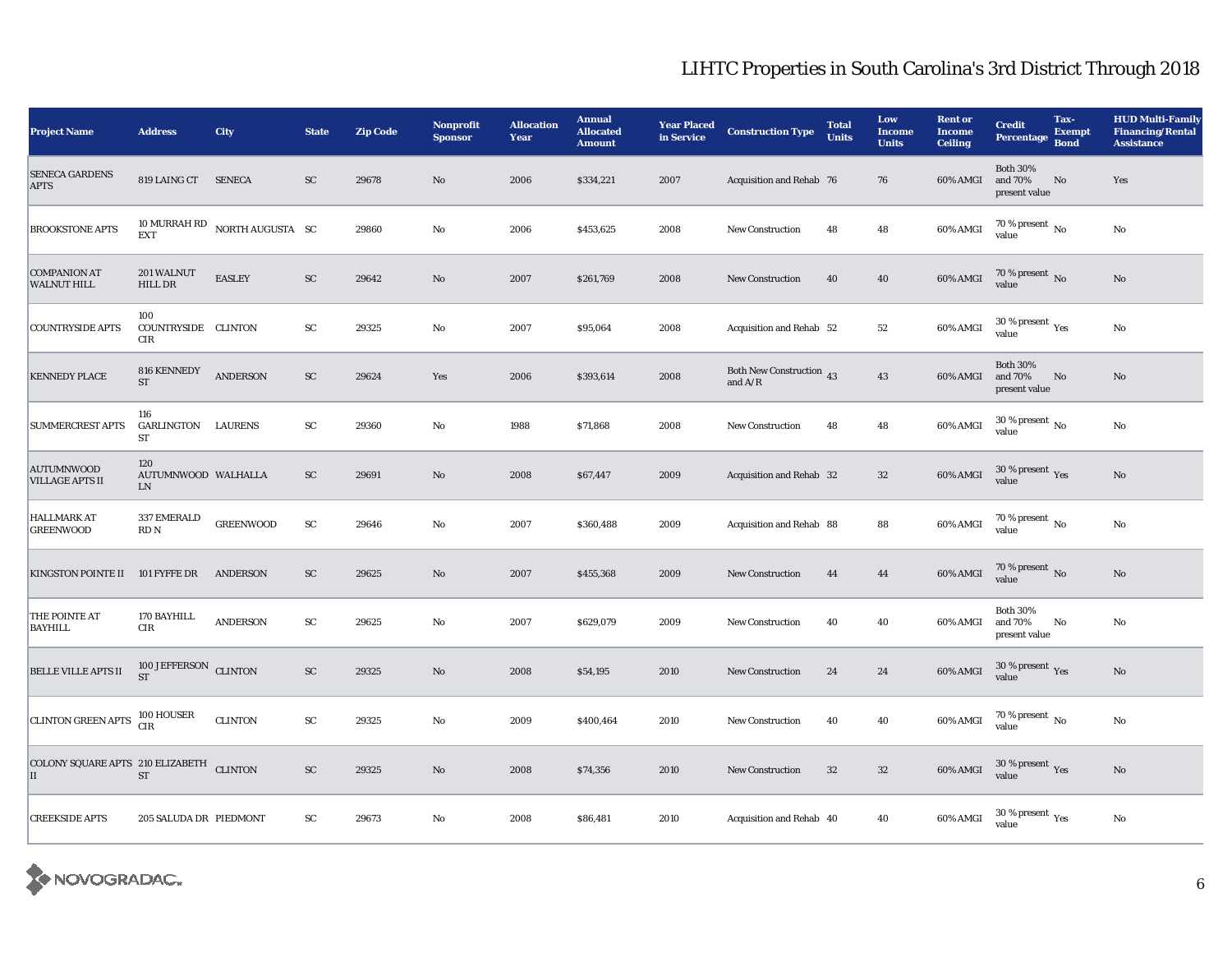# LIHTC Properties in South Carolina's 3rd District Through 2018

| Project Name | Address | City | State | Zip Code | Nonprofit Sponsor | Allocation Year | Annual Allocated Amount | Year Placed in Service | Construction Type | Total Units | Low Income Units | Rent or Income Ceiling | Credit Percentage | Tax-Exempt Bond | HUD Multi-Family Financing/Rental Assistance |
|---|---|---|---|---|---|---|---|---|---|---|---|---|---|---|---|
| SENECA GARDENS APTS | 819 LAING CT | SENECA | SC | 29678 | No | 2006 | $334,221 | 2007 | Acquisition and Rehab | 76 | 76 | 60% AMGI | Both 30% and 70% present value | No | Yes |
| BROOKSTONE APTS | 10 MURRAH RD EXT | NORTH AUGUSTA | SC | 29860 | No | 2006 | $453,625 | 2008 | New Construction | 48 | 48 | 60% AMGI | 70 % present value | No | No |
| COMPANION AT WALNUT HILL | 201 WALNUT HILL DR | EASLEY | SC | 29642 | No | 2007 | $261,769 | 2008 | New Construction | 40 | 40 | 60% AMGI | 70 % present value | No | No |
| COUNTRYSIDE APTS | 100 COUNTRYSIDE CIR | CLINTON | SC | 29325 | No | 2007 | $95,064 | 2008 | Acquisition and Rehab | 52 | 52 | 60% AMGI | 30 % present value | Yes | No |
| KENNEDY PLACE | 816 KENNEDY ST | ANDERSON | SC | 29624 | Yes | 2006 | $393,614 | 2008 | Both New Construction and A/R | 43 | 43 | 60% AMGI | Both 30% and 70% present value | No | No |
| SUMMERCREST APTS | 116 GARLINGTON ST | LAURENS | SC | 29360 | No | 1988 | $71,868 | 2008 | New Construction | 48 | 48 | 60% AMGI | 30 % present value | No | No |
| AUTUMNWOOD VILLAGE APTS II | 120 AUTUMNWOOD LN | WALHALLA | SC | 29691 | No | 2008 | $67,447 | 2009 | Acquisition and Rehab | 32 | 32 | 60% AMGI | 30 % present value | Yes | No |
| HALLMARK AT GREENWOOD | 337 EMERALD RD N | GREENWOOD | SC | 29646 | No | 2007 | $360,488 | 2009 | Acquisition and Rehab | 88 | 88 | 60% AMGI | 70 % present value | No | No |
| KINGSTON POINTE II | 101 FYFFE DR | ANDERSON | SC | 29625 | No | 2007 | $455,368 | 2009 | New Construction | 44 | 44 | 60% AMGI | 70 % present value | No | No |
| THE POINTE AT BAYHILL | 170 BAYHILL CIR | ANDERSON | SC | 29625 | No | 2007 | $629,079 | 2009 | New Construction | 40 | 40 | 60% AMGI | Both 30% and 70% present value | No | No |
| BELLE VILLE APTS II | 100 JEFFERSON ST | CLINTON | SC | 29325 | No | 2008 | $54,195 | 2010 | New Construction | 24 | 24 | 60% AMGI | 30 % present value | Yes | No |
| CLINTON GREEN APTS | 100 HOUSER CIR | CLINTON | SC | 29325 | No | 2009 | $400,464 | 2010 | New Construction | 40 | 40 | 60% AMGI | 70 % present value | No | No |
| COLONY SQUARE APTS II | 210 ELIZABETH ST | CLINTON | SC | 29325 | No | 2008 | $74,356 | 2010 | New Construction | 32 | 32 | 60% AMGI | 30 % present value | Yes | No |
| CREEKSIDE APTS | 205 SALUDA DR | PIEDMONT | SC | 29673 | No | 2008 | $86,481 | 2010 | Acquisition and Rehab | 40 | 40 | 60% AMGI | 30 % present value | Yes | No |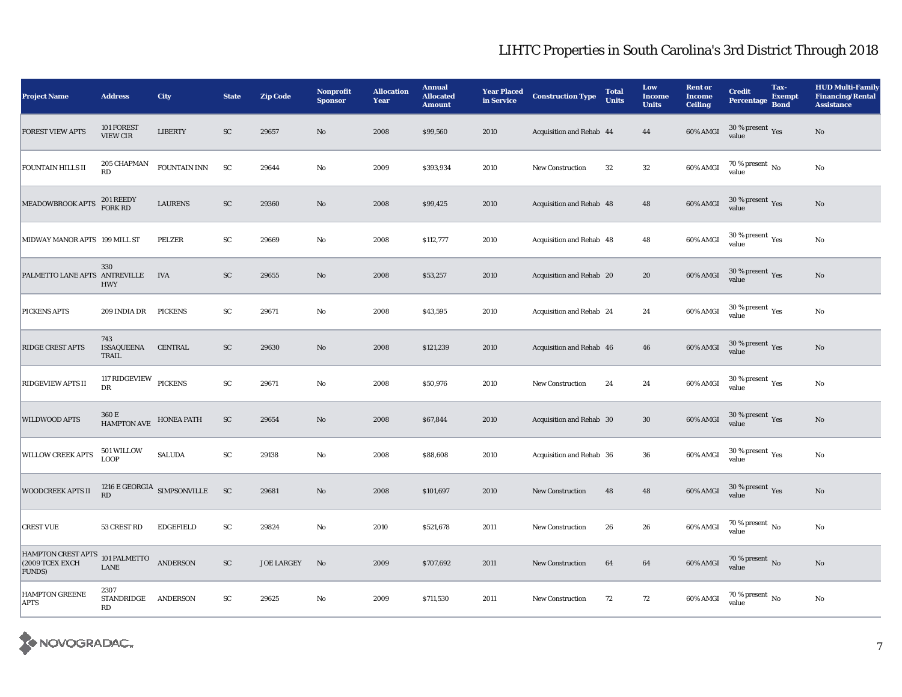# LIHTC Properties in South Carolina's 3rd District Through 2018

| Project Name | Address | City | State | Zip Code | Nonprofit Sponsor | Allocation Year | Annual Allocated Amount | Year Placed in Service | Construction Type | Total Units | Low Income Units | Rent or Income Ceiling | Credit Percentage | Tax-Exempt Bond | HUD Multi-Family Financing/Rental Assistance |
|---|---|---|---|---|---|---|---|---|---|---|---|---|---|---|---|
| FOREST VIEW APTS | 101 FOREST VIEW CIR | LIBERTY | SC | 29657 | No | 2008 | $99,560 | 2010 | Acquisition and Rehab | 44 | 44 | 60% AMGI | 30 % present value | Yes | No |
| FOUNTAIN HILLS II | 205 CHAPMAN RD | FOUNTAIN INN | SC | 29644 | No | 2009 | $393,934 | 2010 | New Construction | 32 | 32 | 60% AMGI | 70 % present value | No | No |
| MEADOWBROOK APTS | 201 REEDY FORK RD | LAURENS | SC | 29360 | No | 2008 | $99,425 | 2010 | Acquisition and Rehab | 48 | 48 | 60% AMGI | 30 % present value | Yes | No |
| MIDWAY MANOR APTS | 199 MILL ST | PELZER | SC | 29669 | No | 2008 | $112,777 | 2010 | Acquisition and Rehab | 48 | 48 | 60% AMGI | 30 % present value | Yes | No |
| PALMETTO LANE APTS | 330 ANTREVILLE HWY | IVA | SC | 29655 | No | 2008 | $53,257 | 2010 | Acquisition and Rehab | 20 | 20 | 60% AMGI | 30 % present value | Yes | No |
| PICKENS APTS | 209 INDIA DR | PICKENS | SC | 29671 | No | 2008 | $43,595 | 2010 | Acquisition and Rehab | 24 | 24 | 60% AMGI | 30 % present value | Yes | No |
| RIDGE CREST APTS | 743 ISSAQUEENA TRAIL | CENTRAL | SC | 29630 | No | 2008 | $121,239 | 2010 | Acquisition and Rehab | 46 | 46 | 60% AMGI | 30 % present value | Yes | No |
| RIDGEVIEW APTS II | 117 RIDGEVIEW DR | PICKENS | SC | 29671 | No | 2008 | $50,976 | 2010 | New Construction | 24 | 24 | 60% AMGI | 30 % present value | Yes | No |
| WILDWOOD APTS | 360 E HAMPTON AVE | HONEA PATH | SC | 29654 | No | 2008 | $67,844 | 2010 | Acquisition and Rehab | 30 | 30 | 60% AMGI | 30 % present value | Yes | No |
| WILLOW CREEK APTS | 501 WILLOW LOOP | SALUDA | SC | 29138 | No | 2008 | $88,608 | 2010 | Acquisition and Rehab | 36 | 36 | 60% AMGI | 30 % present value | Yes | No |
| WOODCREEK APTS II | 1216 E GEORGIA RD | SIMPSONVILLE | SC | 29681 | No | 2008 | $101,697 | 2010 | New Construction | 48 | 48 | 60% AMGI | 30 % present value | Yes | No |
| CREST VUE | 53 CREST RD | EDGEFIELD | SC | 29824 | No | 2010 | $521,678 | 2011 | New Construction | 26 | 26 | 60% AMGI | 70 % present value | No | No |
| HAMPTON CREST APTS (2009 TCEX EXCH FUNDS) | 101 PALMETTO LANE | ANDERSON | SC | JOE LARGEY | No | 2009 | $707,692 | 2011 | New Construction | 64 | 64 | 60% AMGI | 70 % present value | No | No |
| HAMPTON GREENE APTS | 2307 STANDRIDGE RD | ANDERSON | SC | 29625 | No | 2009 | $711,530 | 2011 | New Construction | 72 | 72 | 60% AMGI | 70 % present value | No | No |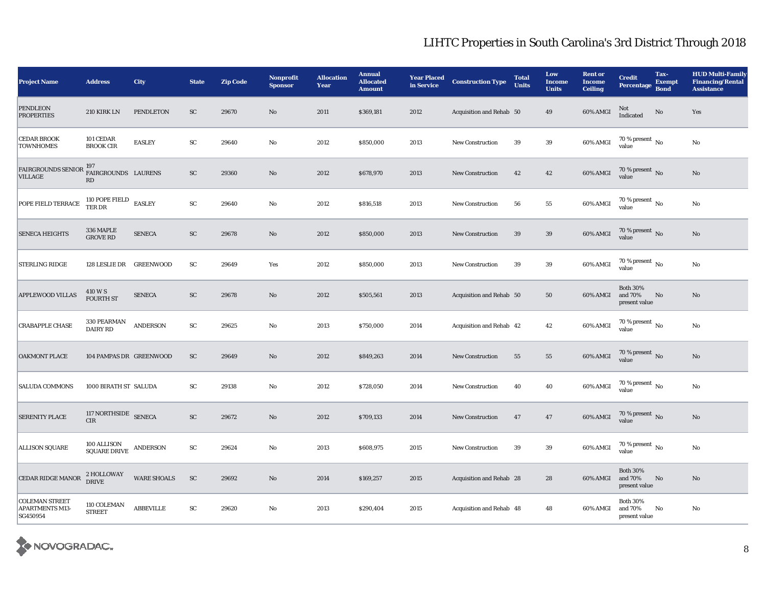# LIHTC Properties in South Carolina's 3rd District Through 2018

| Project Name | Address | City | State | Zip Code | Nonprofit Sponsor | Allocation Year | Annual Allocated Amount | Year Placed in Service | Construction Type | Total Units | Low Income Units | Rent or Income Ceiling | Credit Percentage | Tax-Exempt Bond | HUD Multi-Family Financing/Rental Assistance |
|---|---|---|---|---|---|---|---|---|---|---|---|---|---|---|---|
| PENDLEON PROPERTIES | 210 KIRK LN | PENDLETON | SC | 29670 | No | 2011 | $369,181 | 2012 | Acquisition and Rehab | 50 | 49 | 60% AMGI | Not Indicated | No | Yes |
| CEDAR BROOK TOWNHOMES | 101 CEDAR BROOK CIR | EASLEY | SC | 29640 | No | 2012 | $850,000 | 2013 | New Construction | 39 | 39 | 60% AMGI | 70 % present value | No | No |
| FAIRGROUNDS SENIOR VILLAGE | 197 FAIRGROUNDS RD | LAURENS | SC | 29360 | No | 2012 | $678,970 | 2013 | New Construction | 42 | 42 | 60% AMGI | 70 % present value | No | No |
| POPE FIELD TERRACE | 110 POPE FIELD TER DR | EASLEY | SC | 29640 | No | 2012 | $816,518 | 2013 | New Construction | 56 | 55 | 60% AMGI | 70 % present value | No | No |
| SENECA HEIGHTS | 336 MAPLE GROVE RD | SENECA | SC | 29678 | No | 2012 | $850,000 | 2013 | New Construction | 39 | 39 | 60% AMGI | 70 % present value | No | No |
| STERLING RIDGE | 128 LESLIE DR | GREENWOOD | SC | 29649 | Yes | 2012 | $850,000 | 2013 | New Construction | 39 | 39 | 60% AMGI | 70 % present value | No | No |
| APPLEWOOD VILLAS | 410 W S FOURTH ST | SENECA | SC | 29678 | No | 2012 | $505,561 | 2013 | Acquisition and Rehab | 50 | 50 | 60% AMGI | Both 30% and 70% present value | No | No |
| CRABAPPLE CHASE | 330 PEARMAN DAIRY RD | ANDERSON | SC | 29625 | No | 2013 | $750,000 | 2014 | Acquisition and Rehab | 42 | 42 | 60% AMGI | 70 % present value | No | No |
| OAKMONT PLACE | 104 PAMPAS DR | GREENWOOD | SC | 29649 | No | 2012 | $849,263 | 2014 | New Construction | 55 | 55 | 60% AMGI | 70 % present value | No | No |
| SALUDA COMMONS | 1000 BIRATH ST | SALUDA | SC | 29138 | No | 2012 | $728,050 | 2014 | New Construction | 40 | 40 | 60% AMGI | 70 % present value | No | No |
| SERENITY PLACE | 117 NORTHSIDE CIR | SENECA | SC | 29672 | No | 2012 | $709,133 | 2014 | New Construction | 47 | 47 | 60% AMGI | 70 % present value | No | No |
| ALLISON SQUARE | 100 ALLISON SQUARE DRIVE | ANDERSON | SC | 29624 | No | 2013 | $608,975 | 2015 | New Construction | 39 | 39 | 60% AMGI | 70 % present value | No | No |
| CEDAR RIDGE MANOR | 2 HOLLOWAY DRIVE | WARE SHOALS | SC | 29692 | No | 2014 | $169,257 | 2015 | Acquisition and Rehab | 28 | 28 | 60% AMGI | Both 30% and 70% present value | No | No |
| COLEMAN STREET APARTMENTS M13-SG450954 | 110 COLEMAN STREET | ABBEVILLE | SC | 29620 | No | 2013 | $290,404 | 2015 | Acquisition and Rehab | 48 | 48 | 60% AMGI | Both 30% and 70% present value | No | No |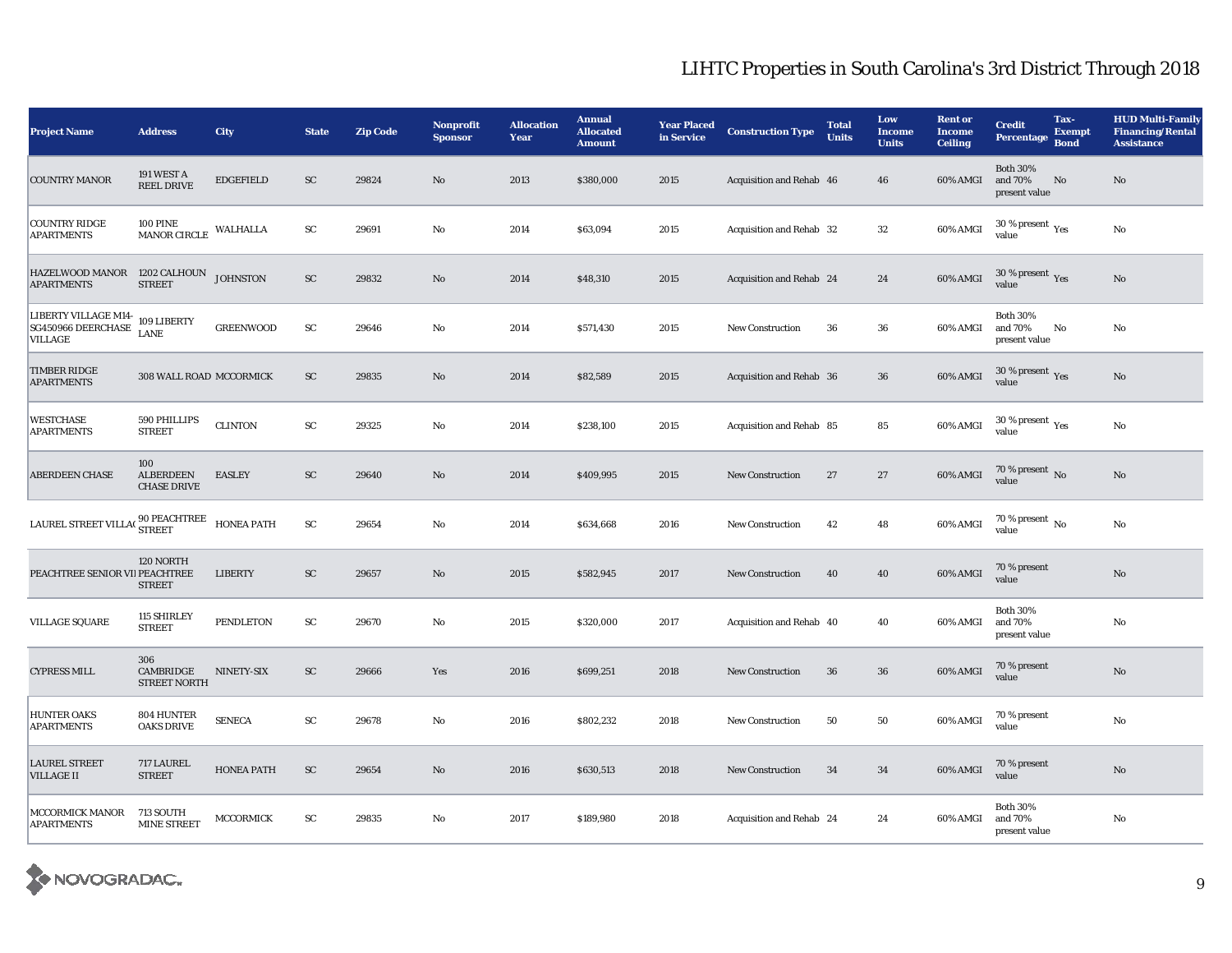# LIHTC Properties in South Carolina's 3rd District Through 2018

| Project Name | Address | City | State | Zip Code | Nonprofit Sponsor | Allocation Year | Annual Allocated Amount | Year Placed in Service | Construction Type | Total Units | Low Income Units | Rent or Income Ceiling | Credit Percentage | Tax-Exempt Bond | HUD Multi-Family Financing/Rental Assistance |
|---|---|---|---|---|---|---|---|---|---|---|---|---|---|---|---|
| COUNTRY MANOR | 191 WEST A REEL DRIVE | EDGEFIELD | SC | 29824 | No | 2013 | $380,000 | 2015 | Acquisition and Rehab | 46 | 46 | 60% AMGI | Both 30% and 70% present value | No | No |
| COUNTRY RIDGE APARTMENTS | 100 PINE MANOR CIRCLE | WALHALLA | SC | 29691 | No | 2014 | $63,094 | 2015 | Acquisition and Rehab | 32 | 32 | 60% AMGI | 30 % present value | Yes | No |
| HAZELWOOD MANOR APARTMENTS | 1202 CALHOUN STREET | JOHNSTON | SC | 29832 | No | 2014 | $48,310 | 2015 | Acquisition and Rehab | 24 | 24 | 60% AMGI | 30 % present value | Yes | No |
| LIBERTY VILLAGE M14-SG450966 DEERCHASE VILLAGE | 109 LIBERTY LANE | GREENWOOD | SC | 29646 | No | 2014 | $571,430 | 2015 | New Construction | 36 | 36 | 60% AMGI | Both 30% and 70% present value | No | No |
| TIMBER RIDGE APARTMENTS | 308 WALL ROAD | MCCORMICK | SC | 29835 | No | 2014 | $82,589 | 2015 | Acquisition and Rehab | 36 | 36 | 60% AMGI | 30 % present value | Yes | No |
| WESTCHASE APARTMENTS | 590 PHILLIPS STREET | CLINTON | SC | 29325 | No | 2014 | $238,100 | 2015 | Acquisition and Rehab | 85 | 85 | 60% AMGI | 30 % present value | Yes | No |
| ABERDEEN CHASE | 100 ALBERDEEN CHASE DRIVE | EASLEY | SC | 29640 | No | 2014 | $409,995 | 2015 | New Construction | 27 | 27 | 60% AMGI | 70 % present value | No | No |
| LAUREL STREET VILLAG | 90 PEACHTREE STREET | HONEA PATH | SC | 29654 | No | 2014 | $634,668 | 2016 | New Construction | 42 | 48 | 60% AMGI | 70 % present value | No | No |
| PEACHTREE SENIOR VII | 120 NORTH PEACHTREE STREET | LIBERTY | SC | 29657 | No | 2015 | $582,945 | 2017 | New Construction | 40 | 40 | 60% AMGI | 70 % present value | | No |
| VILLAGE SQUARE | 115 SHIRLEY STREET | PENDLETON | SC | 29670 | No | 2015 | $320,000 | 2017 | Acquisition and Rehab | 40 | 40 | 60% AMGI | Both 30% and 70% present value | | No |
| CYPRESS MILL | 306 CAMBRIDGE STREET NORTH | NINETY-SIX | SC | 29666 | Yes | 2016 | $699,251 | 2018 | New Construction | 36 | 36 | 60% AMGI | 70 % present value | | No |
| HUNTER OAKS APARTMENTS | 804 HUNTER OAKS DRIVE | SENECA | SC | 29678 | No | 2016 | $802,232 | 2018 | New Construction | 50 | 50 | 60% AMGI | 70 % present value | | No |
| LAUREL STREET VILLAGE II | 717 LAUREL STREET | HONEA PATH | SC | 29654 | No | 2016 | $630,513 | 2018 | New Construction | 34 | 34 | 60% AMGI | 70 % present value | | No |
| MCCORMICK MANOR APARTMENTS | 713 SOUTH MINE STREET | MCCORMICK | SC | 29835 | No | 2017 | $189,980 | 2018 | Acquisition and Rehab | 24 | 24 | 60% AMGI | Both 30% and 70% present value | | No |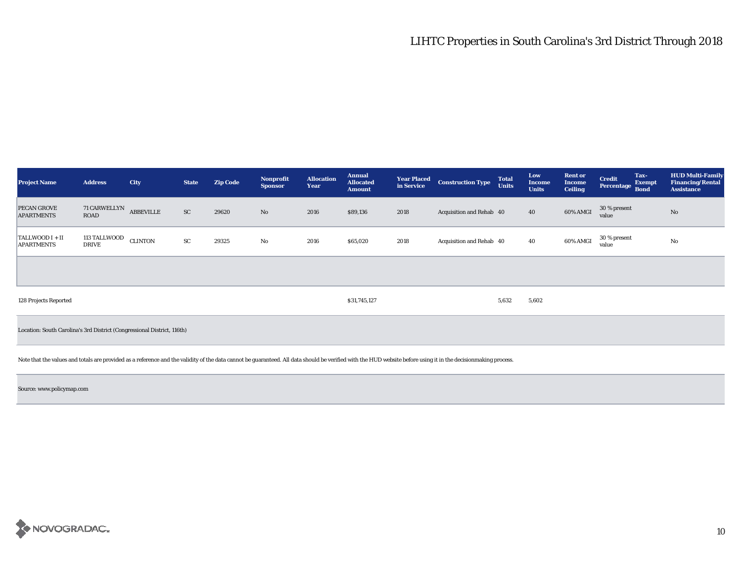# LIHTC Properties in South Carolina's 3rd District Through 2018

| Project Name | Address | City | State | Zip Code | Nonprofit Sponsor | Allocation Year | Annual Allocated Amount | Year Placed in Service | Construction Type | Total Units | Low Income Units | Rent or Income Ceiling | Credit Percentage | Tax-Exempt Bond | HUD Multi-Family Financing/Rental Assistance |
|---|---|---|---|---|---|---|---|---|---|---|---|---|---|---|---|
| PECAN GROVE APARTMENTS | 71 CARWELLYN ROAD | ABBEVILLE | SC | 29620 | No | 2016 | $89,136 | 2018 | Acquisition and Rehab | 40 | 40 | 60% AMGI | 30 % present value | | No |
| TALLWOOD I + II APARTMENTS | 113 TALLWOOD DRIVE | CLINTON | SC | 29325 | No | 2016 | $65,020 | 2018 | Acquisition and Rehab | 40 | 40 | 60% AMGI | 30 % present value | | No |
| | | | | | | | | | | | | | | | |
| 128 Projects Reported | | | | | | | $31,745,127 | | | 5,632 | 5,602 | | | | |

Location: South Carolina's 3rd District (Congressional District, 116th)

Note that the values and totals are provided as a reference and the validity of the data cannot be guaranteed. All data should be verified with the HUD website before using it in the decisionmaking process.

Source: www.policymap.com